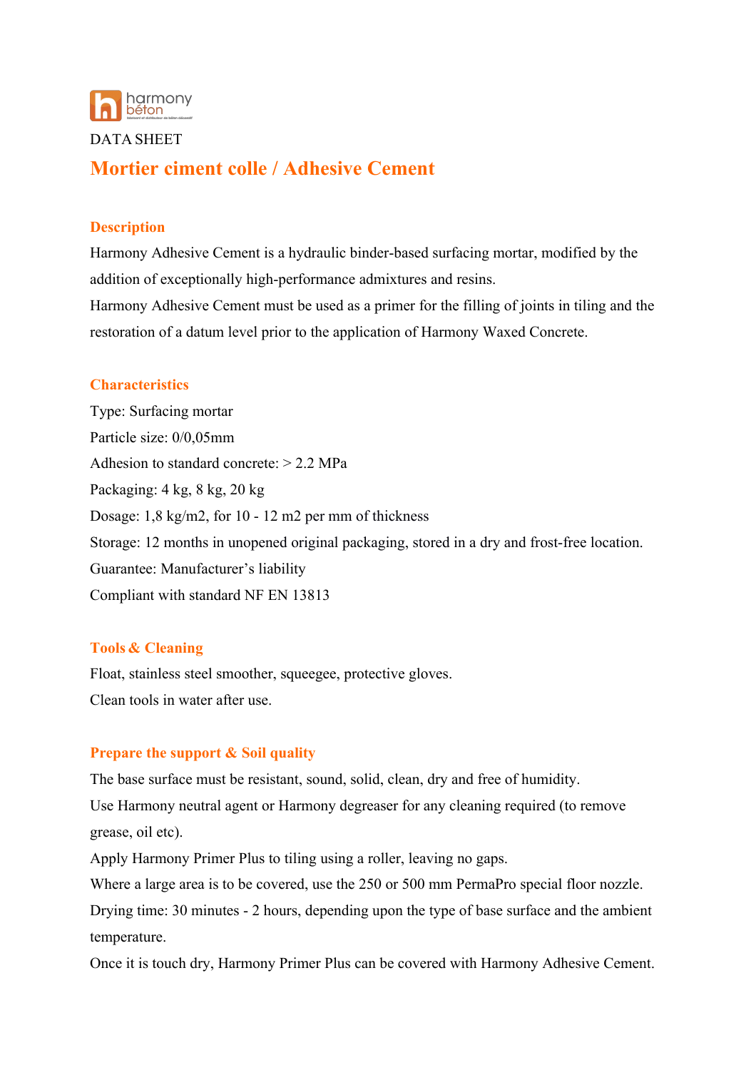DATA SHEET

# Mortier ciment colle / Adhesive Cement

## Description

Harmony Adhesive Cement is a hydraulic binder-based surfacing mortar, modified by the addition of exceptionally high-performance admixtures and resins.

Harmony Adhesive Cement must be used as a primer for the filling of joints in tiling and the restoration of a datum level prior to the application of Harmony Waxed Concrete.

## Characteristics

Type: Surfacing mortar

Particle size: 0/0,05mm

Adhesion to standard concrete: > 2.2 MPa

Packaging: 4 kg, 8 kg, 20 kg

Dosage: 1,8 kg/m2, for 10 - 12 m2 per mm of thickness

Storage: 12 months in unopened original packaging, stored in a dry and frost-free location.

Guarantee: Manufacturer's liability

Compliant with standard NF EN 13813

## Tools & Cleaning

Float, stainless steel smoother, squeegee, protective gloves.

Clean tools in water after use.

## Prepare the support & Soil quality

The base surface must be resistant, sound, solid, clean, dry and free of humidity.

Use Harmony neutral agent or Harmony degreaser for any cleaning required (to remove grease, oil etc).

Apply Harmony Primer Plus to tiling using a roller, leaving no gaps.

Where a large area is to be covered, use the 250 or 500 mm PermaPro special floor nozzle.

Drying time: 30 minutes - 2 hours, depending upon the type of base surface and the ambient temperature.

Once it is touch dry, Harmony Primer Plus can be covered with Harmony Adhesive Cement.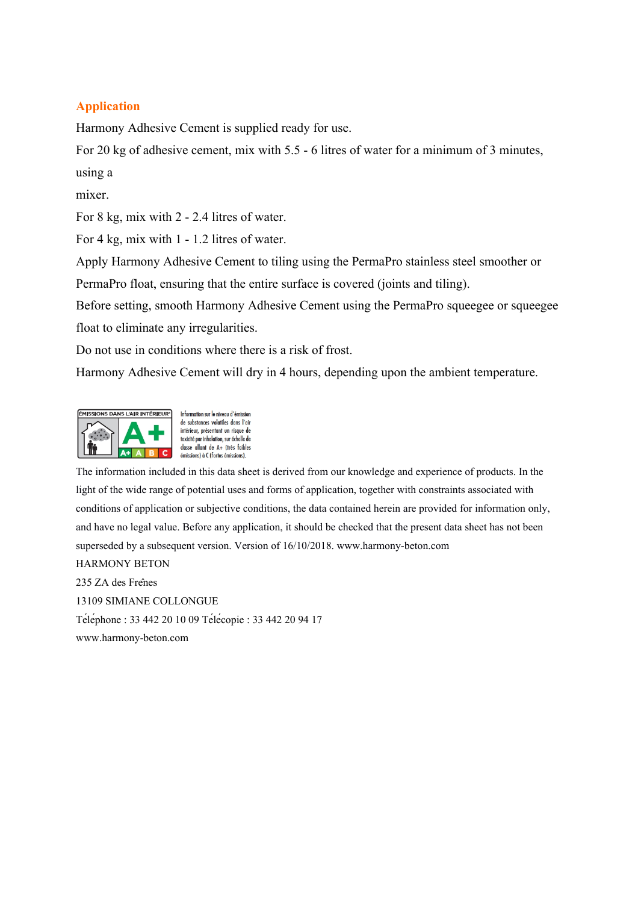## Application

Harmony Adhesive Cement is supplied ready for use.

For 20 kg of adhesive cement, mix with 5.5 - 6 litres of water for a minimum of 3 minutes, using a mixer.

For 8 kg, mix with 2 - 2.4 litres of water.

For 4 kg, mix with 1 - 1.2 litres of water.

Apply Harmony Adhesive Cement to tiling using the PermaPro stainless steel smoother or PermaPro float, ensuring that the entire surface is covered (joints and tiling).

Before setting, smooth Harmony Adhesive Cement using the PermaPro squeegee or squeegee float to eliminate any irregularities.

Do not use in conditions where there is a risk of frost.

Harmony Adhesive Cement will dry in 4 hours, depending upon the ambient temperature.

ÉMISSIONS DANS L'AIR INTÉRIEUR* A+

Information sur le niveau d'émission de substances volatiles dans l'air intérieur, présentant un risque de toxicité par inhalation, sur échelle de classe allant de A+ (très faibles émissions) à C (fortes émissions).

The information included in this data sheet is derived from our knowledge and experience of products. In the light of the wide range of potential uses and forms of application, together with constraints associated with conditions of application or subjective conditions, the data contained herein are provided for information only, and have no legal value. Before any application, it should be checked that the present data sheet has not been superseded by a subsequent version. Version of 16/10/2018. www.harmony-beton.com

HARMONY BETON

235 ZA des Frênes

13109 SIMIANE COLLONGUE

Téléphone : 33 442 20 10 09 Télécopie : 33 442 20 94 17

www.harmony-beton.com